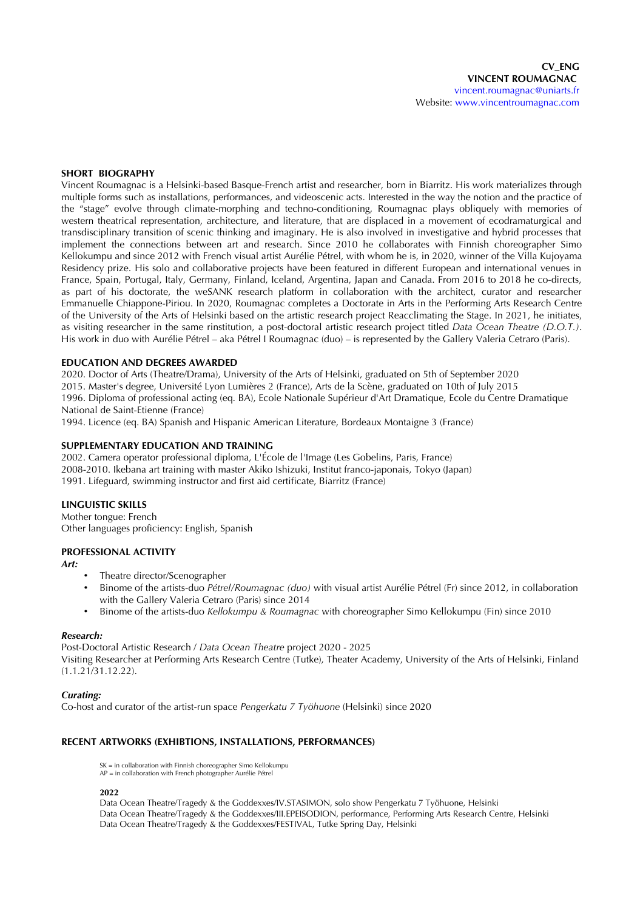**CV_ENG**
**VINCENT ROUMAGNAC**
vincent.roumagnac@uniarts.fr
Website: www.vincentroumagnac.com

## SHORT BIOGRAPHY

Vincent Roumagnac is a Helsinki-based Basque-French artist and researcher, born in Biarritz. His work materializes through multiple forms such as installations, performances, and videoscenic acts. Interested in the way the notion and the practice of the "stage" evolve through climate-morphing and techno-conditioning, Roumagnac plays obliquely with memories of western theatrical representation, architecture, and literature, that are displaced in a movement of ecodramaturgical and transdisciplinary transition of scenic thinking and imaginary. He is also involved in investigative and hybrid processes that implement the connections between art and research. Since 2010 he collaborates with Finnish choreographer Simo Kellokumpu and since 2012 with French visual artist Aurélie Pétrel, with whom he is, in 2020, winner of the Villa Kujoyama Residency prize. His solo and collaborative projects have been featured in different European and international venues in France, Spain, Portugal, Italy, Germany, Finland, Iceland, Argentina, Japan and Canada. From 2016 to 2018 he co-directs, as part of his doctorate, the weSANK research platform in collaboration with the architect, curator and researcher Emmanuelle Chiappone-Piriou. In 2020, Roumagnac completes a Doctorate in Arts in the Performing Arts Research Centre of the University of the Arts of Helsinki based on the artistic research project Reacclimating the Stage. In 2021, he initiates, as visiting researcher in the same rinstitution, a post-doctoral artistic research project titled *Data Ocean Theatre (D.O.T.)*. His work in duo with Aurélie Pétrel – aka Pétrel I Roumagnac (duo) – is represented by the Gallery Valeria Cetraro (Paris).

## EDUCATION AND DEGREES AWARDED

2020. Doctor of Arts (Theatre/Drama), University of the Arts of Helsinki, graduated on 5th of September 2020
2015. Master's degree, Université Lyon Lumières 2 (France), Arts de la Scène, graduated on 10th of July 2015
1996. Diploma of professional acting (eq. BA), Ecole Nationale Supérieur d'Art Dramatique, Ecole du Centre Dramatique National de Saint-Etienne (France)
1994. Licence (eq. BA) Spanish and Hispanic American Literature, Bordeaux Montaigne 3 (France)

## SUPPLEMENTARY EDUCATION AND TRAINING

2002. Camera operator professional diploma, L'École de l'Image (Les Gobelins, Paris, France)
2008-2010. Ikebana art training with master Akiko Ishizuki, Institut franco-japonais, Tokyo (Japan)
1991. Lifeguard, swimming instructor and first aid certificate, Biarritz (France)

## LINGUISTIC SKILLS

Mother tongue: French
Other languages proficiency: English, Spanish

## PROFESSIONAL ACTIVITY

***Art:***

- Theatre director/Scenographer
- Binome of the artists-duo *Pétrel/Roumagnac (duo)* with visual artist Aurélie Pétrel (Fr) since 2012, in collaboration with the Gallery Valeria Cetraro (Paris) since 2014
- Binome of the artists-duo *Kellokumpu & Roumagnac* with choreographer Simo Kellokumpu (Fin) since 2010

***Research:***

Post-Doctoral Artistic Research / *Data Ocean Theatre* project 2020 - 2025
Visiting Researcher at Performing Arts Research Centre (Tutke), Theater Academy, University of the Arts of Helsinki, Finland (1.1.21/31.12.22).

***Curating:***

Co-host and curator of the artist-run space *Pengerkatu 7 Työhuone* (Helsinki) since 2020

## RECENT ARTWORKS (EXHIBTIONS, INSTALLATIONS, PERFORMANCES)

SK = in collaboration with Finnish choreographer Simo Kellokumpu
AP = in collaboration with French photographer Aurélie Pétrel

**2022**

Data Ocean Theatre/Tragedy & the Goddexxes/IV.STASIMON, solo show Pengerkatu 7 Työhuone, Helsinki
Data Ocean Theatre/Tragedy & the Goddexxes/III.EPEISODION, performance, Performing Arts Research Centre, Helsinki
Data Ocean Theatre/Tragedy & the Goddexxes/FESTIVAL, Tutke Spring Day, Helsinki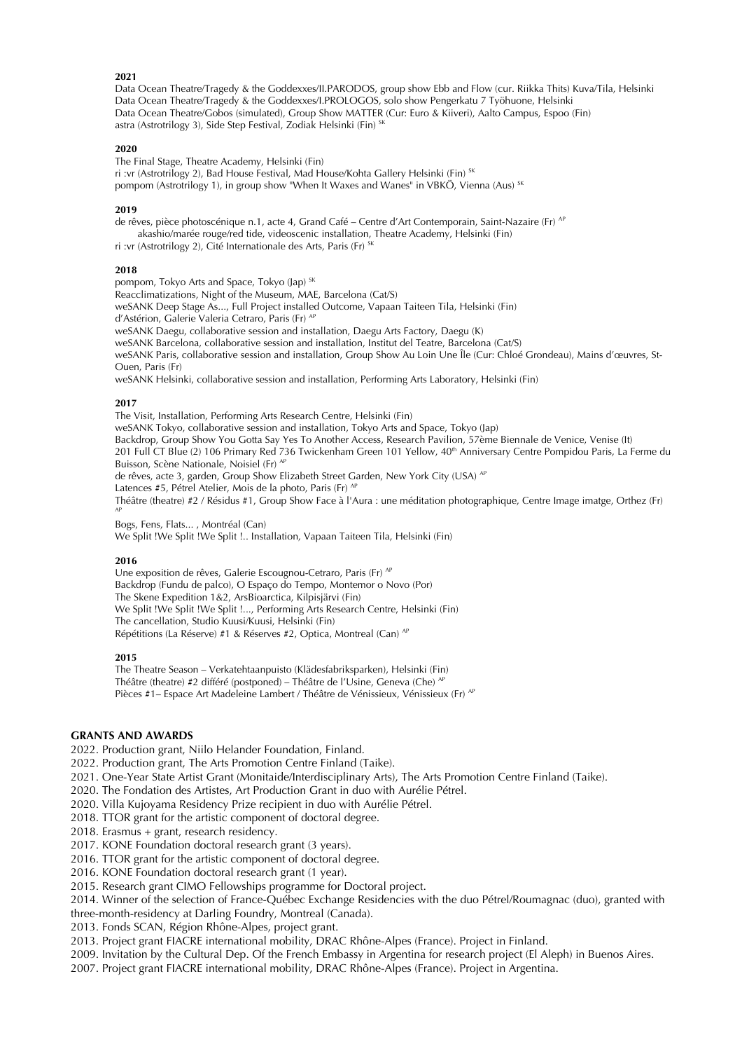**2021**

Data Ocean Theatre/Tragedy & the Goddexxes/II.PARODOS, group show Ebb and Flow (cur. Riikka Thits) Kuva/Tila, Helsinki
Data Ocean Theatre/Tragedy & the Goddexxes/I.PROLOGOS, solo show Pengerkatu 7 Työhuone, Helsinki
Data Ocean Theatre/Gobos (simulated), Group Show MATTER (Cur: Euro & Kiiveri), Aalto Campus, Espoo (Fin)
astra (Astrotrilogy 3), Side Step Festival, Zodiak Helsinki (Fin) [SK]

**2020**

The Final Stage, Theatre Academy, Helsinki (Fin)
ri :vr (Astrotrilogy 2), Bad House Festival, Mad House/Kohta Gallery Helsinki (Fin) [SK]
pompom (Astrotrilogy 1), in group show "When It Waxes and Wanes" in VBKÖ, Vienna (Aus) [SK]

**2019**

de rêves, pièce photoscénique n.1, acte 4, Grand Café – Centre d'Art Contemporain, Saint-Nazaire (Fr) [AP]
akashio/marée rouge/red tide, videoscenic installation, Theatre Academy, Helsinki (Fin)
ri :vr (Astrotrilogy 2), Cité Internationale des Arts, Paris (Fr) [SK]

**2018**

pompom, Tokyo Arts and Space, Tokyo (Jap) [SK]
Reacclimatizations, Night of the Museum, MAE, Barcelona (Cat/S)
weSANK Deep Stage As..., Full Project installed Outcome, Vapaan Taiteen Tila, Helsinki (Fin)
d'Astérion, Galerie Valeria Cetraro, Paris (Fr) [AP]
weSANK Daegu, collaborative session and installation, Daegu Arts Factory, Daegu (K)
weSANK Barcelona, collaborative session and installation, Institut del Teatre, Barcelona (Cat/S)
weSANK Paris, collaborative session and installation, Group Show Au Loin Une Île (Cur: Chloé Grondeau), Mains d'œuvres, St-Ouen, Paris (Fr)
weSANK Helsinki, collaborative session and installation, Performing Arts Laboratory, Helsinki (Fin)

**2017**

The Visit, Installation, Performing Arts Research Centre, Helsinki (Fin)
weSANK Tokyo, collaborative session and installation, Tokyo Arts and Space, Tokyo (Jap)
Backdrop, Group Show You Gotta Say Yes To Another Access, Research Pavilion, 57ème Biennale de Venice, Venise (It)
201 Full CT Blue (2) 106 Primary Red 736 Twickenham Green 101 Yellow, 40th Anniversary Centre Pompidou Paris, La Ferme du Buisson, Scène Nationale, Noisiel (Fr) [AP]
de rêves, acte 3, garden, Group Show Elizabeth Street Garden, New York City (USA) [AP]
Latences #5, Pétrel Atelier, Mois de la photo, Paris (Fr) [AP]
Théâtre (theatre) #2 / Résidus #1, Group Show Face à l'Aura : une méditation photographique, Centre Image imatge, Orthez (Fr) [AP]
Bogs, Fens, Flats... , Montréal (Can)
We Split !We Split !We Split !.. Installation, Vapaan Taiteen Tila, Helsinki (Fin)

**2016**

Une exposition de rêves, Galerie Escougnou-Cetraro, Paris (Fr) [AP]
Backdrop (Fundu de palco), O Espaço do Tempo, Montemor o Novo (Por)
The Skene Expedition 1&2, ArsBioarctica, Kilpisjärvi (Fin)
We Split !We Split !We Split !..., Performing Arts Research Centre, Helsinki (Fin)
The cancellation, Studio Kuusi/Kuusi, Helsinki (Fin)
Répétitions (La Réserve) #1 & Réserves #2, Optica, Montreal (Can) [AP]

**2015**

The Theatre Season – Verkatehtaanpuisto (Klädesfabriksparken), Helsinki (Fin)
Théâtre (theatre) #2 différé (postponed) – Théâtre de l'Usine, Geneva (Che) [AP]
Pièces #1– Espace Art Madeleine Lambert / Théâtre de Vénissieux, Vénissieux (Fr) [AP]

## GRANTS AND AWARDS

2022. Production grant, Niilo Helander Foundation, Finland.
2022. Production grant, The Arts Promotion Centre Finland (Taike).
2021. One-Year State Artist Grant (Monitaide/Interdisciplinary Arts), The Arts Promotion Centre Finland (Taike).
2020. The Fondation des Artistes, Art Production Grant in duo with Aurélie Pétrel.
2020. Villa Kujoyama Residency Prize recipient in duo with Aurélie Pétrel.
2018. TTOR grant for the artistic component of doctoral degree.
2018. Erasmus + grant, research residency.
2017. KONE Foundation doctoral research grant (3 years).
2016. TTOR grant for the artistic component of doctoral degree.
2016. KONE Foundation doctoral research grant (1 year).
2015. Research grant CIMO Fellowships programme for Doctoral project.
2014. Winner of the selection of France-Québec Exchange Residencies with the duo Pétrel/Roumagnac (duo), granted with three-month-residency at Darling Foundry, Montreal (Canada).
2013. Fonds SCAN, Région Rhône-Alpes, project grant.
2013. Project grant FIACRE international mobility, DRAC Rhône-Alpes (France). Project in Finland.
2009. Invitation by the Cultural Dep. Of the French Embassy in Argentina for research project (El Aleph) in Buenos Aires.
2007. Project grant FIACRE international mobility, DRAC Rhône-Alpes (France). Project in Argentina.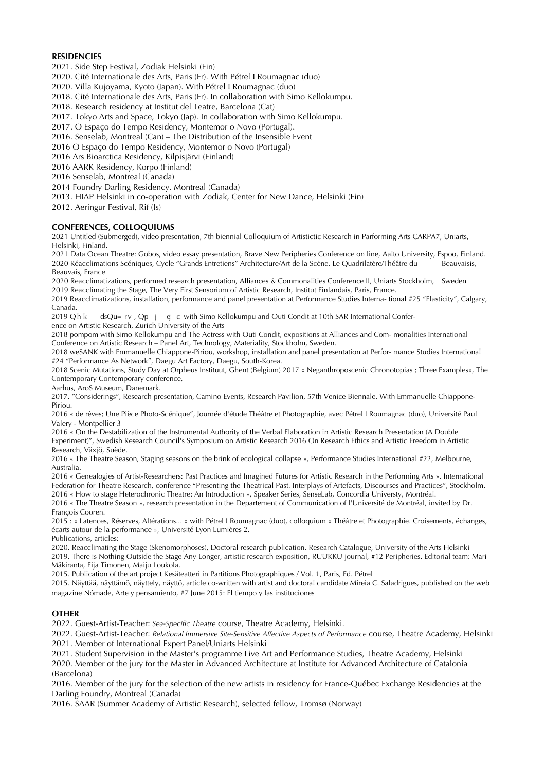**RESIDENCIES**

2021. Side Step Festival, Zodiak Helsinki (Fin)
2020. Cité Internationale des Arts, Paris (Fr). With Pétrel I Roumagnac (duo)
2020. Villa Kujoyama, Kyoto (Japan). With Pétrel I Roumagnac (duo)
2018. Cité Internationale des Arts, Paris (Fr). In collaboration with Simo Kellokumpu.
2018. Research residency at Institut del Teatre, Barcelona (Cat)
2017. Tokyo Arts and Space, Tokyo (Jap). In collaboration with Simo Kellokumpu.
2017. O Espaço do Tempo Residency, Montemor o Novo (Portugal).
2016. Senselab, Montreal (Can) – The Distribution of the Insensible Event
2016 O Espaço do Tempo Residency, Montemor o Novo (Portugal)
2016 Ars Bioarctica Residency, Kilpisjärvi (Finland)
2016 AARK Residency, Korpo (Finland)
2016 Senselab, Montreal (Canada)
2014 Foundry Darling Residency, Montreal (Canada)
2013. HIAP Helsinki in co-operation with Zodiak, Center for New Dance, Helsinki (Fin)
2012. Aeringur Festival, Rif (Is)

**CONFERENCES, COLLOQUIUMS**

2021 Untitled (Submerged), video presentation, 7th biennial Colloquium of Artistictic Research in Parforming Arts CARPA7, Uniarts, Helsinki, Finland.
2021 Data Ocean Theatre: Gobos, video essay presentation, Brave New Peripheries Conference on line, Aalto University, Espoo, Finland.
2020 Réacclimations Scéniques, Cycle "Grands Entretiens" Architecture/Art de la Scène, Le Quadrilatère/Théâtre du Beauvaisis, Beauvais, France
2020 Reacclimatizations, performed research presentation, Alliances & Commonalities Conference II, Uniarts Stockholm, Sweden
2019 Reacclimating the Stage, The Very First Sensorium of Artistic Research, Institut Finlandais, Paris, France.
2019 Reacclimatizations, installation, performance and panel presentation at Performance Studies Interna- tional #25 "Elasticity", Calgary, Canada.
2019 Qhk dsQu= rv , Qp j ej c with Simo Kellokumpu and Outi Condit at 10th SAR International Confer- ence on Artistic Research, Zurich University of the Arts
2018 pompom with Simo Kellokumpu and The Actress with Outi Condit, expositions at Alliances and Com- monalities International Conference on Artistic Research – Panel Art, Technology, Materiality, Stockholm, Sweden.
2018 weSANK with Emmanuelle Chiappone-Piriou, workshop, installation and panel presentation at Perfor- mance Studies International #24 "Performance As Network", Daegu Art Factory, Daegu, South-Korea.
2018 Scenic Mutations, Study Day at Orpheus Instituut, Ghent (Belgium) 2017 « Neganthroposcenic Chronotopias ; Three Examples», The Contemporary Contemporary conference, Aarhus, AroS Museum, Danemark.
2017. "Considerings", Research presentation, Camino Events, Research Pavilion, 57th Venice Biennale. With Emmanuelle Chiappone-Piriou.
2016 « de rêves; Une Pièce Photo-Scénique", Journée d'étude Théâtre et Photographie, avec Pétrel I Roumagnac (duo), Université Paul Valery - Montpellier 3
2016 « On the Destabilization of the Instrumental Authority of the Verbal Elaboration in Artistic Research Presentation (A Double Experiment)", Swedish Research Council's Symposium on Artistic Research 2016 On Research Ethics and Artistic Freedom in Artistic Research, Växjö, Suède.
2016 « The Theatre Season, Staging seasons on the brink of ecological collapse », Performance Studies International #22, Melbourne, Australia.
2016 « Genealogies of Artist-Researchers: Past Practices and Imagined Futures for Artistic Research in the Performing Arts », International Federation for Theatre Research, conference "Presenting the Theatrical Past. Interplays of Artefacts, Discourses and Practices", Stockholm.
2016 « How to stage Heterochronic Theatre: An Introduction », Speaker Series, SenseLab, Concordia Universty, Montréal.
2016 « The Theatre Season », research presentation in the Departement of Communication of l'Université de Montréal, invited by Dr. François Cooren.
2015 : « Latences, Réserves, Altérations... » with Pétrel I Roumagnac (duo), colloquium « Théâtre et Photographie. Croisements, échanges, écarts autour de la performance », Université Lyon Lumières 2.
Publications, articles:
2020. Reacclimating the Stage (Skenomorphoses), Doctoral research publication, Research Catalogue, University of the Arts Helsinki
2019. There is Nothing Outside the Stage Any Longer, artistic research exposition, RUUKKU journal, #12 Peripheries. Editorial team: Mari Mäkiranta, Eija Timonen, Maiju Loukola.
2015. Publication of the art project Kesäteatteri in Partitions Photographiques / Vol. 1, Paris, Ed. Pétrel
2015. Näyttää, näyttämö, näyttely, näyttö, article co-written with artist and doctoral candidate Mireia C. Saladrigues, published on the web magazine Nómade, Arte y pensamiento, #7 June 2015: El tiempo y las instituciones

**OTHER**

2022. Guest-Artist-Teacher: *Sea-Specific Theatre* course, Theatre Academy, Helsinki.
2022. Guest-Artist-Teacher: *Relational Immersive Site-Sensitive Affective Aspects of Performance* course, Theatre Academy, Helsinki
2021. Member of International Expert Panel/Uniarts Helsinki
2021. Student Supervision in the Master's programme Live Art and Performance Studies, Theatre Academy, Helsinki
2020. Member of the jury for the Master in Advanced Architecture at Institute for Advanced Architecture of Catalonia (Barcelona)
2016. Member of the jury for the selection of the new artists in residency for France-Québec Exchange Residencies at the Darling Foundry, Montreal (Canada)
2016. SAAR (Summer Academy of Artistic Research), selected fellow, Tromsø (Norway)